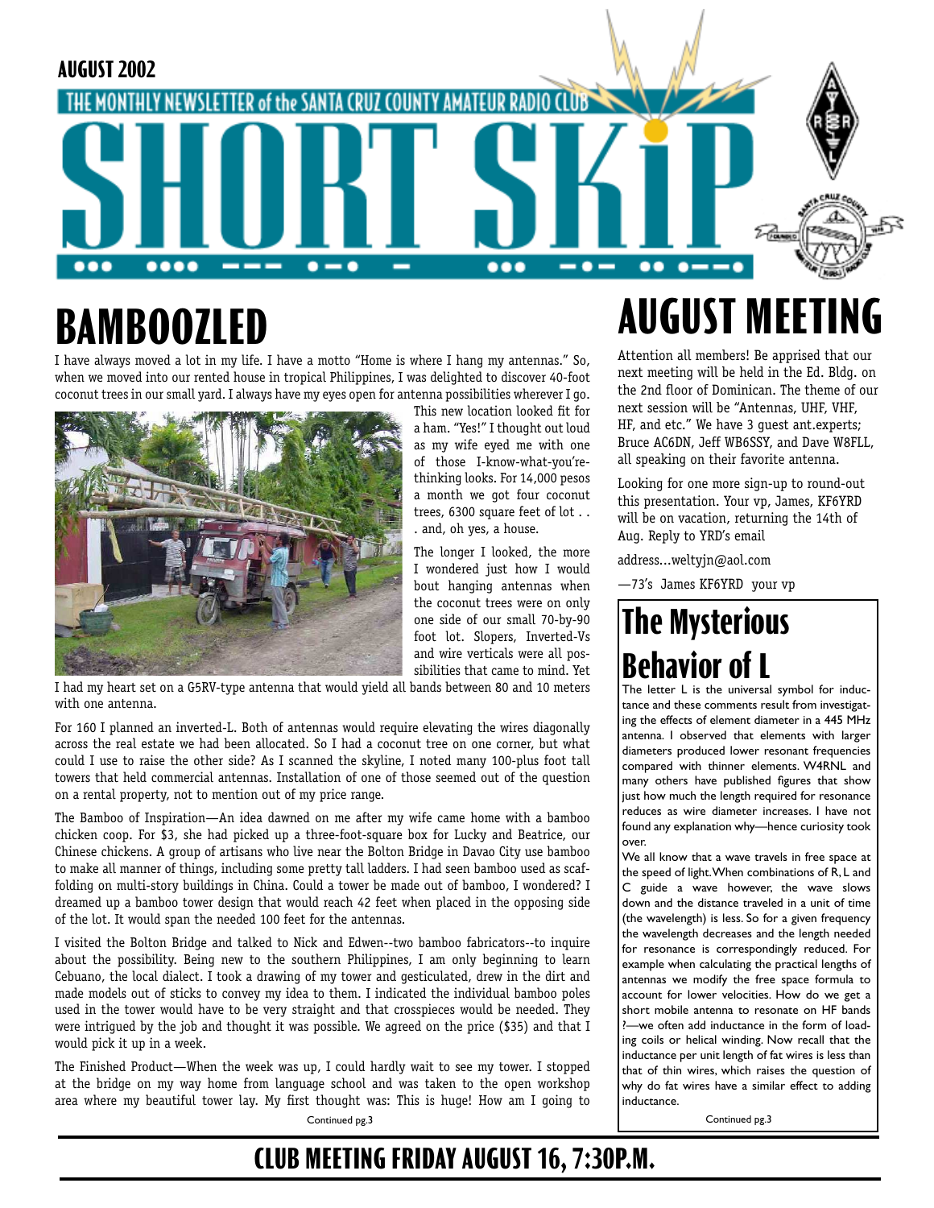AUGUST 2002

THE MONTHLY NEWSLETTER of the SANTA CRUZ COUNTY AMATEUR RADIO CLUB

# SHORT SKIP

## BAMBOOZLED

I have always moved a lot in my life. I have a motto "Home is where I hang my antennas." So, when we moved into our rented house in tropical Philippines, I was delighted to discover 40-foot coconut trees in our small yard. I always have my eyes open for antenna possibilities wherever I go. This new location looked fit for a ham. "Yes!" I thought out loud as my wife eyed me with one of those I-know-what-you're-thinking looks. For 14,000 pesos a month we got four coconut trees, 6300 square feet of lot . . . and, oh yes, a house.

The longer I looked, the more I wondered just how I would bout hanging antennas when the coconut trees were on only one side of our small 70-by-90 foot lot. Slopers, Inverted-Vs and wire verticals were all possibilities that came to mind. Yet I had my heart set on a G5RV-type antenna that would yield all bands between 80 and 10 meters with one antenna.

For 160 I planned an inverted-L. Both of antennas would require elevating the wires diagonally across the real estate we had been allocated. So I had a coconut tree on one corner, but what could I use to raise the other side? As I scanned the skyline, I noted many 100-plus foot tall towers that held commercial antennas. Installation of one of those seemed out of the question on a rental property, not to mention out of my price range.

The Bamboo of Inspiration—An idea dawned on me after my wife came home with a bamboo chicken coop. For $3, she had picked up a three-foot-square box for Lucky and Beatrice, our Chinese chickens. A group of artisans who live near the Bolton Bridge in Davao City use bamboo to make all manner of things, including some pretty tall ladders. I had seen bamboo used as scaffolding on multi-story buildings in China. Could a tower be made out of bamboo, I wondered? I dreamed up a bamboo tower design that would reach 42 feet when placed in the opposing side of the lot. It would span the needed 100 feet for the antennas.

I visited the Bolton Bridge and talked to Nick and Edwen--two bamboo fabricators--to inquire about the possibility. Being new to the southern Philippines, I am only beginning to learn Cebuano, the local dialect. I took a drawing of my tower and gesticulated, drew in the dirt and made models out of sticks to convey my idea to them. I indicated the individual bamboo poles used in the tower would have to be very straight and that crosspieces would be needed. They were intrigued by the job and thought it was possible. We agreed on the price ($35) and that I would pick it up in a week.

The Finished Product—When the week was up, I could hardly wait to see my tower. I stopped at the bridge on my way home from language school and was taken to the open workshop area where my beautiful tower lay. My first thought was: This is huge! How am I going to

Continued pg.3

## AUGUST MEETING

Attention all members! Be apprised that our next meeting will be held in the Ed. Bldg. on the 2nd floor of Dominican. The theme of our next session will be "Antennas, UHF, VHF, HF, and etc." We have 3 guest ant.experts; Bruce AC6DN, Jeff WB6SSY, and Dave W8FLL, all speaking on their favorite antenna.

Looking for one more sign-up to round-out this presentation. Your vp, James, KF6YRD will be on vacation, returning the 14th of Aug. Reply to YRD's email

address...weltyjn@aol.com

—73's James KF6YRD your vp

## The Mysterious Behavior of L

The letter L is the universal symbol for inductance and these comments result from investigating the effects of element diameter in a 445 MHz antenna. I observed that elements with larger diameters produced lower resonant frequencies compared with thinner elements. W4RNL and many others have published figures that show just how much the length required for resonance reduces as wire diameter increases. I have not found any explanation why—hence curiosity took over.

We all know that a wave travels in free space at the speed of light. When combinations of R, L and C guide a wave however, the wave slows down and the distance traveled in a unit of time (the wavelength) is less. So for a given frequency the wavelength decreases and the length needed for resonance is correspondingly reduced. For example when calculating the practical lengths of antennas we modify the free space formula to account for lower velocities. How do we get a short mobile antenna to resonate on HF bands ?—we often add inductance in the form of loading coils or helical winding. Now recall that the inductance per unit length of fat wires is less than that of thin wires, which raises the question of why do fat wires have a similar effect to adding inductance.

Continued pg.3

**CLUB MEETING FRIDAY AUGUST 16, 7:30P.M.**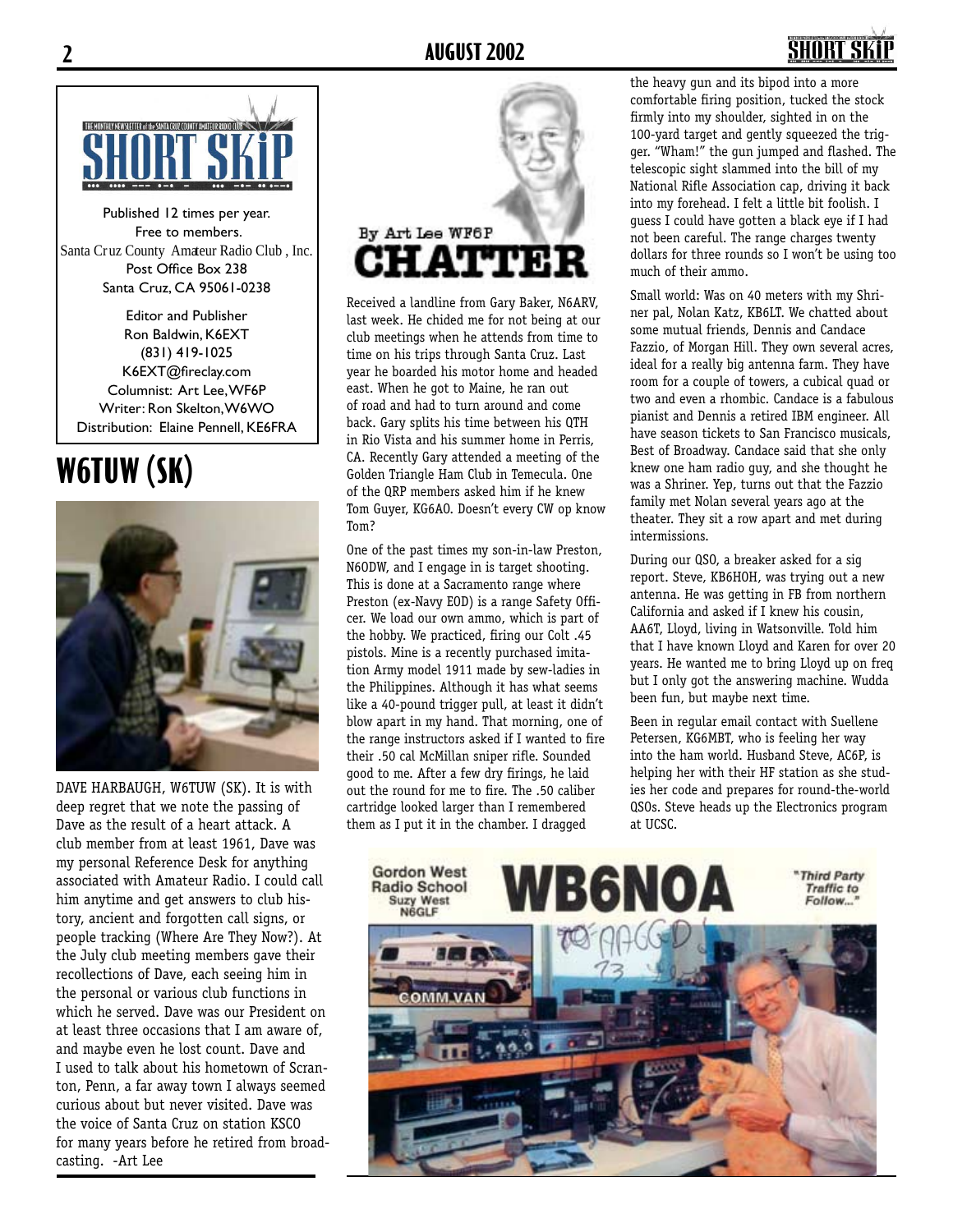THE MONTHLY NEWSLETTER of the SANTA CRUZ COUNTY AMATEUR RADIO CLUB

# SHORT SKiP

Published 12 times per year.
Free to members.
Santa Cruz County Amateur Radio Club , Inc.
Post Office Box 238
Santa Cruz, CA 95061-0238

Editor and Publisher
Ron Baldwin, K6EXT
(831) 419-1025
K6EXT@fireclay.com
Columnist: Art Lee, WF6P
Writer: Ron Skelton, W6WO
Distribution: Elaine Pennell, KE6FRA

# W6TUW (SK)

DAVE HARBAUGH, W6TUW (SK). It is with deep regret that we note the passing of Dave as the result of a heart attack. A club member from at least 1961, Dave was my personal Reference Desk for anything associated with Amateur Radio. I could call him anytime and get answers to club history, ancient and forgotten call signs, or people tracking (Where Are They Now?). At the July club meeting members gave their recollections of Dave, each seeing him in the personal or various club functions in which he served. Dave was our President on at least three occasions that I am aware of, and maybe even he lost count. Dave and I used to talk about his hometown of Scranton, Penn, a far away town I always seemed curious about but never visited. Dave was the voice of Santa Cruz on station KSCO for many years before he retired from broadcasting. -Art Lee

By Art Lee WF6P

# CHATTER

Received a landline from Gary Baker, N6ARV, last week. He chided me for not being at our club meetings when he attends from time to time on his trips through Santa Cruz. Last year he boarded his motor home and headed east. When he got to Maine, he ran out of road and had to turn around and come back. Gary splits his time between his QTH in Rio Vista and his summer home in Perris, CA. Recently Gary attended a meeting of the Golden Triangle Ham Club in Temecula. One of the QRP members asked him if he knew Tom Guyer, KG6AO. Doesn't every CW op know Tom?

One of the past times my son-in-law Preston, N6ODW, and I engage in is target shooting. This is done at a Sacramento range where Preston (ex-Navy EOD) is a range Safety Officer. We load our own ammo, which is part of the hobby. We practiced, firing our Colt .45 pistols. Mine is a recently purchased imitation Army model 1911 made by sew-ladies in the Philippines. Although it has what seems like a 40-pound trigger pull, at least it didn't blow apart in my hand. That morning, one of the range instructors asked if I wanted to fire their .50 cal McMillan sniper rifle. Sounded good to me. After a few dry firings, he laid out the round for me to fire. The .50 caliber cartridge looked larger than I remembered them as I put it in the chamber. I dragged the heavy gun and its bipod into a more comfortable firing position, tucked the stock firmly into my shoulder, sighted in on the 100-yard target and gently squeezed the trigger. "Wham!" the gun jumped and flashed. The telescopic sight slammed into the bill of my National Rifle Association cap, driving it back into my forehead. I felt a little bit foolish. I guess I could have gotten a black eye if I had not been careful. The range charges twenty dollars for three rounds so I won't be using too much of their ammo.

Small world: Was on 40 meters with my Shriner pal, Nolan Katz, KB6LT. We chatted about some mutual friends, Dennis and Candace Fazzio, of Morgan Hill. They own several acres, ideal for a really big antenna farm. They have room for a couple of towers, a cubical quad or two and even a rhombic. Candace is a fabulous pianist and Dennis a retired IBM engineer. All have season tickets to San Francisco musicals, Best of Broadway. Candace said that she only knew one ham radio guy, and she thought he was a Shriner. Yep, turns out that the Fazzio family met Nolan several years ago at the theater. They sit a row apart and met during intermissions.

During our QSO, a breaker asked for a sig report. Steve, KB6HOH, was trying out a new antenna. He was getting in FB from northern California and asked if I knew his cousin, AA6T, Lloyd, living in Watsonville. Told him that I have known Lloyd and Karen for over 20 years. He wanted me to bring Lloyd up on freq but I only got the answering machine. Wudda been fun, but maybe next time.

Been in regular email contact with Suellene Petersen, KG6MBT, who is feeling her way into the ham world. Husband Steve, AC6P, is helping her with their HF station as she studies her code and prepares for round-the-world QSOs. Steve heads up the Electronics program at UCSC.

Gordon West Radio School
Suzy West N6GLF

**WB6NOA**

"Third Party Traffic to Follow..."

COMM VAN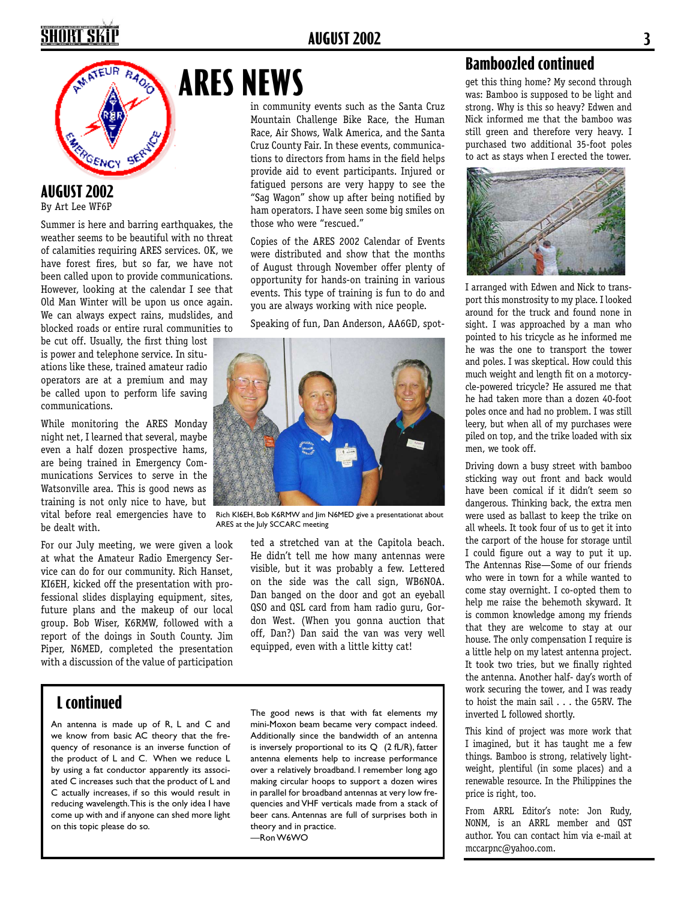# ARES NEWS

## AUGUST 2002

By Art Lee WF6P

Summer is here and barring earthquakes, the weather seems to be beautiful with no threat of calamities requiring ARES services. OK, we have forest fires, but so far, we have not been called upon to provide communications. However, looking at the calendar I see that Old Man Winter will be upon us once again. We can always expect rains, mudslides, and blocked roads or entire rural communities to be cut off. Usually, the first thing lost is power and telephone service. In situations like these, trained amateur radio operators are at a premium and may be called upon to perform life saving communications.

While monitoring the ARES Monday night net, I learned that several, maybe even a half dozen prospective hams, are being trained in Emergency Communications Services to serve in the Watsonville area. This is good news as training is not only nice to have, but vital before real emergencies have to be dealt with.

For our July meeting, we were given a look at what the Amateur Radio Emergency Service can do for our community. Rich Hanset, KI6EH, kicked off the presentation with professional slides displaying equipment, sites, future plans and the makeup of our local group. Bob Wiser, K6RMW, followed with a report of the doings in South County. Jim Piper, N6MED, completed the presentation with a discussion of the value of participation in community events such as the Santa Cruz Mountain Challenge Bike Race, the Human Race, Air Shows, Walk America, and the Santa Cruz County Fair. In these events, communications to directors from hams in the field helps provide aid to event participants. Injured or fatigued persons are very happy to see the "Sag Wagon" show up after being notified by ham operators. I have seen some big smiles on those who were "rescued."

Copies of the ARES 2002 Calendar of Events were distributed and show that the months of August through November offer plenty of opportunity for hands-on training in various events. This type of training is fun to do and you are always working with nice people.

Speaking of fun, Dan Anderson, AA6GD, spotted a stretched van at the Capitola beach. He didn't tell me how many antennas were visible, but it was probably a few. Lettered on the side was the call sign, WB6NOA. Dan banged on the door and got an eyeball QSO and QSL card from ham radio guru, Gordon West. (When you gonna auction that off, Dan?) Dan said the van was very well equipped, even with a little kitty cat!

Rich KI6EH, Bob K6RMW and Jim N6MED give a presentationat about ARES at the July SCCARC meeting

## L continued

An antenna is made up of R, L and C and we know from basic AC theory that the frequency of resonance is an inverse function of the product of L and C. When we reduce L by using a fat conductor apparently its associated C increases such that the product of L and C actually increases, if so this would result in reducing wavelength. This is the only idea I have come up with and if anyone can shed more light on this topic please do so.

The good news is that with fat elements my mini-Moxon beam became very compact indeed. Additionally since the bandwidth of an antenna is inversely proportional to its Q (2 fL/R), fatter antenna elements help to increase performance over a relatively broadband. I remember long ago making circular hoops to support a dozen wires in parallel for broadband antennas at very low frequencies and VHF verticals made from a stack of beer cans. Antennas are full of surprises both in theory and in practice.

—Ron W6WO

## Bamboozled continued

get this thing home? My second through was: Bamboo is supposed to be light and strong. Why is this so heavy? Edwen and Nick informed me that the bamboo was still green and therefore very heavy. I purchased two additional 35-foot poles to act as stays when I erected the tower.

I arranged with Edwen and Nick to transport this monstrosity to my place. I looked around for the truck and found none in sight. I was approached by a man who pointed to his tricycle as he informed me he was the one to transport the tower and poles. I was skeptical. How could this much weight and length fit on a motorcycle-powered tricycle? He assured me that he had taken more than a dozen 40-foot poles once and had no problem. I was still leery, but when all of my purchases were piled on top, and the trike loaded with six men, we took off.

Driving down a busy street with bamboo sticking way out front and back would have been comical if it didn't seem so dangerous. Thinking back, the extra men were used as ballast to keep the trike on all wheels. It took four of us to get it into the carport of the house for storage until I could figure out a way to put it up. The Antennas Rise—Some of our friends who were in town for a while wanted to come stay overnight. I co-opted them to help me raise the behemoth skyward. It is common knowledge among my friends that they are welcome to stay at our house. The only compensation I require is a little help on my latest antenna project. It took two tries, but we finally righted the antenna. Another half- day's worth of work securing the tower, and I was ready to hoist the main sail . . . the G5RV. The inverted L followed shortly.

This kind of project was more work that I imagined, but it has taught me a few things. Bamboo is strong, relatively lightweight, plentiful (in some places) and a renewable resource. In the Philippines the price is right, too.

From ARRL Editor's note: Jon Rudy, N0NM, is an ARRL member and QST author. You can contact him via e-mail at mccarpnc@yahoo.com.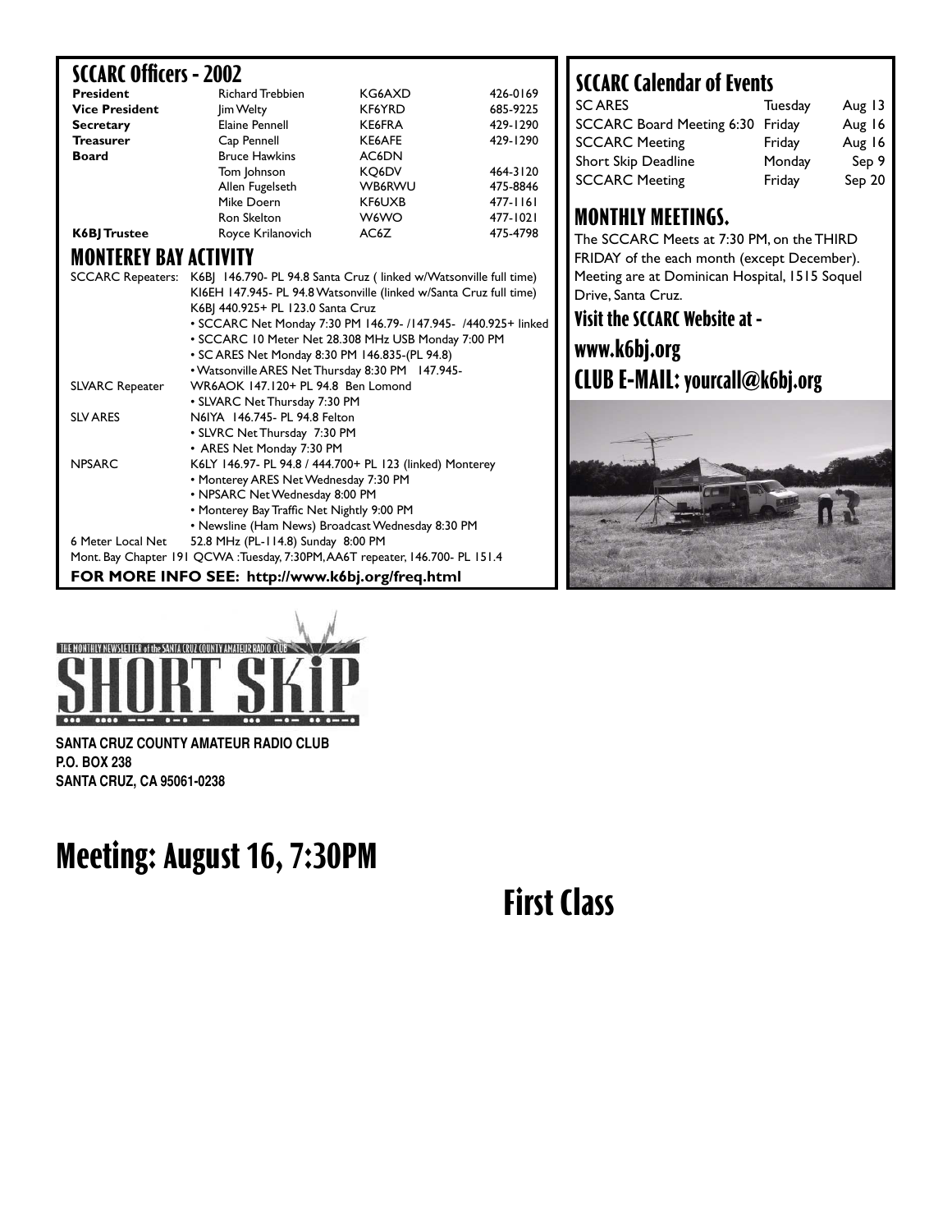## SCCARC Officers - 2002

| | | | |
|---|---|---|---|
| **President** | Richard Trebbien | KG6AXD | 426-0169 |
| **Vice President** | Jim Welty | KF6YRD | 685-9225 |
| **Secretary** | Elaine Pennell | KE6FRA | 429-1290 |
| **Treasurer** | Cap Pennell | KE6AFE | 429-1290 |
| **Board** | Bruce Hawkins | AC6DN | |
| | Tom Johnson | KQ6DV | 464-3120 |
| | Allen Fugelseth | WB6RWU | 475-8846 |
| | Mike Doern | KF6UXB | 477-1161 |
| | Ron Skelton | W6WO | 477-1021 |
| **K6BJ Trustee** | Royce Krilanovich | AC6Z | 475-4798 |

## MONTEREY BAY ACTIVITY

SCCARC Repeaters: K6BJ 146.790- PL 94.8 Santa Cruz ( linked w/Watsonville full time)
KI6EH 147.945- PL 94.8 Watsonville (linked w/Santa Cruz full time)
K6BJ 440.925+ PL 123.0 Santa Cruz
- SCCARC Net Monday 7:30 PM 146.79- /147.945- /440.925+ linked
- SCCARC 10 Meter Net 28.308 MHz USB Monday 7:00 PM
- SC ARES Net Monday 8:30 PM 146.835-(PL 94.8)
- Watsonville ARES Net Thursday 8:30 PM 147.945-

SLVARC Repeater WR6AOK 147.120+ PL 94.8 Ben Lomond
- SLVARC Net Thursday 7:30 PM

SLV ARES N6IYA 146.745- PL 94.8 Felton
- SLVRC Net Thursday 7:30 PM
- ARES Net Monday 7:30 PM

NPSARC K6LY 146.97- PL 94.8 / 444.700+ PL 123 (linked) Monterey
- Monterey ARES Net Wednesday 7:30 PM
- NPSARC Net Wednesday 8:00 PM
- Monterey Bay Traffic Net Nightly 9:00 PM
- Newsline (Ham News) Broadcast Wednesday 8:30 PM

6 Meter Local Net 52.8 MHz (PL-114.8) Sunday 8:00 PM

Mont. Bay Chapter 191 QCWA :Tuesday, 7:30PM, AA6T repeater, 146.700- PL 151.4

**FOR MORE INFO SEE: http://www.k6bj.org/freq.html**

## SCCARC Calendar of Events

| | | |
|---|---|---|
| SC ARES | Tuesday | Aug 13 |
| SCCARC Board Meeting 6:30 | Friday | Aug 16 |
| SCCARC Meeting | Friday | Aug 16 |
| Short Skip Deadline | Monday | Sep 9 |
| SCCARC Meeting | Friday | Sep 20 |

## MONTHLY MEETINGS.

The SCCARC Meets at 7:30 PM, on the THIRD FRIDAY of the each month (except December). Meeting are at Dominican Hospital, 1515 Soquel Drive, Santa Cruz.

### Visit the SCCARC Website at -

### www.k6bj.org

### CLUB E-MAIL: yourcall@k6bj.org

THE MONTHLY NEWSLETTER of the SANTA CRUZ COUNTY AMATEUR RADIO CLUB

# SHORT SKIP

**SANTA CRUZ COUNTY AMATEUR RADIO CLUB**
**P.O. BOX 238**
**SANTA CRUZ, CA 95061-0238**

# Meeting: August 16, 7:30PM

## First Class